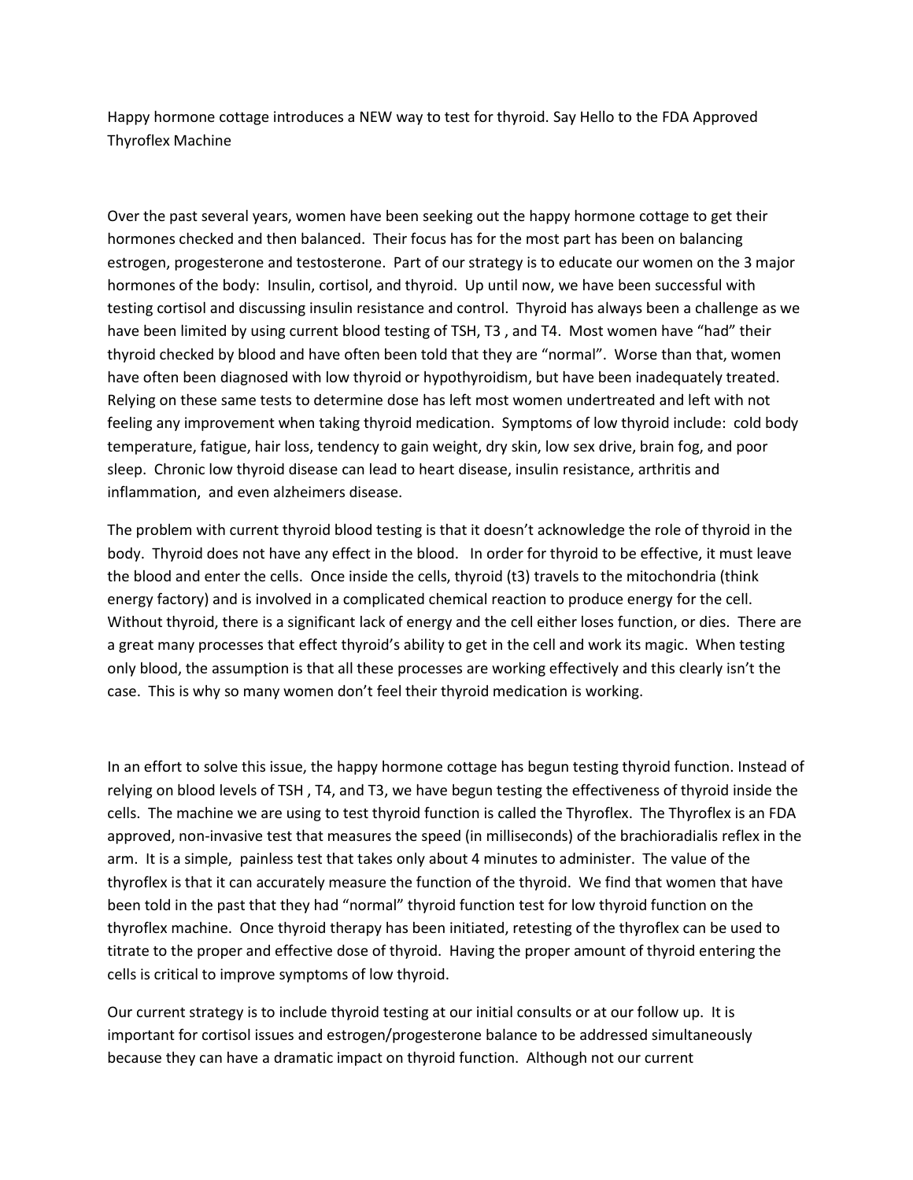Happy hormone cottage introduces a NEW way to test for thyroid. Say Hello to the FDA Approved Thyroflex Machine

Over the past several years, women have been seeking out the happy hormone cottage to get their hormones checked and then balanced. Their focus has for the most part has been on balancing estrogen, progesterone and testosterone. Part of our strategy is to educate our women on the 3 major hormones of the body: Insulin, cortisol, and thyroid. Up until now, we have been successful with testing cortisol and discussing insulin resistance and control. Thyroid has always been a challenge as we have been limited by using current blood testing of TSH, T3 , and T4. Most women have "had" their thyroid checked by blood and have often been told that they are "normal". Worse than that, women have often been diagnosed with low thyroid or hypothyroidism, but have been inadequately treated. Relying on these same tests to determine dose has left most women undertreated and left with not feeling any improvement when taking thyroid medication. Symptoms of low thyroid include: cold body temperature, fatigue, hair loss, tendency to gain weight, dry skin, low sex drive, brain fog, and poor sleep. Chronic low thyroid disease can lead to heart disease, insulin resistance, arthritis and inflammation, and even alzheimers disease.

The problem with current thyroid blood testing is that it doesn't acknowledge the role of thyroid in the body. Thyroid does not have any effect in the blood. In order for thyroid to be effective, it must leave the blood and enter the cells. Once inside the cells, thyroid (t3) travels to the mitochondria (think energy factory) and is involved in a complicated chemical reaction to produce energy for the cell. Without thyroid, there is a significant lack of energy and the cell either loses function, or dies. There are a great many processes that effect thyroid's ability to get in the cell and work its magic. When testing only blood, the assumption is that all these processes are working effectively and this clearly isn't the case. This is why so many women don't feel their thyroid medication is working.

In an effort to solve this issue, the happy hormone cottage has begun testing thyroid function. Instead of relying on blood levels of TSH , T4, and T3, we have begun testing the effectiveness of thyroid inside the cells. The machine we are using to test thyroid function is called the Thyroflex. The Thyroflex is an FDA approved, non-invasive test that measures the speed (in milliseconds) of the brachioradialis reflex in the arm. It is a simple, painless test that takes only about 4 minutes to administer. The value of the thyroflex is that it can accurately measure the function of the thyroid. We find that women that have been told in the past that they had "normal" thyroid function test for low thyroid function on the thyroflex machine. Once thyroid therapy has been initiated, retesting of the thyroflex can be used to titrate to the proper and effective dose of thyroid. Having the proper amount of thyroid entering the cells is critical to improve symptoms of low thyroid.

Our current strategy is to include thyroid testing at our initial consults or at our follow up. It is important for cortisol issues and estrogen/progesterone balance to be addressed simultaneously because they can have a dramatic impact on thyroid function. Although not our current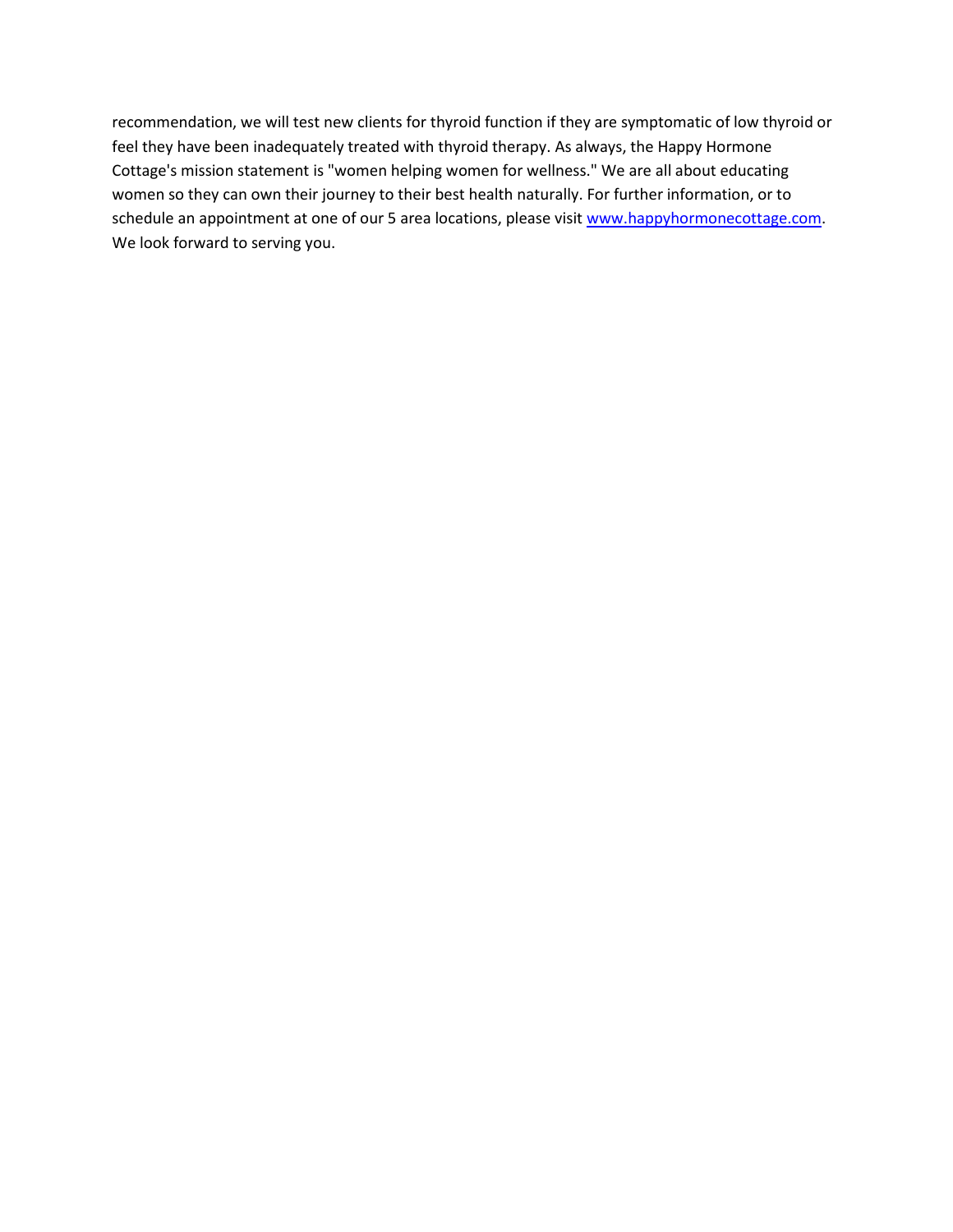recommendation, we will test new clients for thyroid function if they are symptomatic of low thyroid or feel they have been inadequately treated with thyroid therapy. As always, the Happy Hormone Cottage's mission statement is "women helping women for wellness." We are all about educating women so they can own their journey to their best health naturally. For further information, or to schedule an appointment at one of our 5 area locations, please visit [www.happyhormonecottage.com](http://www.happyhormonecottage.com). We look forward to serving you.